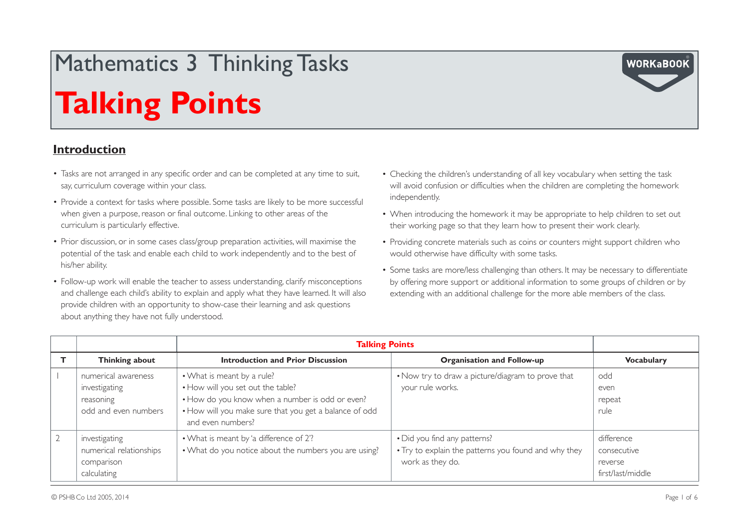# Mathematics 3 Thinking Tasks

# Talking Points

## Introduction

- Tasks are not arranged in any specific order and can be completed at any time to suit, say, curriculum coverage within your class.
- Provide a context for tasks where possible. Some tasks are likely to be more successful when given a purpose, reason or final outcome. Linking to other areas of the curriculum is particularly effective.
- Prior discussion, or in some cases class/group preparation activities, will maximise the potential of the task and enable each child to work independently and to the best of his/her ability.
- Follow-up work will enable the teacher to assess understanding, clarify misconceptions and challenge each child's ability to explain and apply what they have learned. It will also provide children with an opportunity to show-case their learning and ask questions about anything they have not fully understood.
- Checking the children's understanding of all key vocabulary when setting the task will avoid confusion or difficulties when the children are completing the homework independently.
- When introducing the homework it may be appropriate to help children to set out their working page so that they learn how to present their work clearly.
- Providing concrete materials such as coins or counters might support children who would otherwise have difficulty with some tasks.
- Some tasks are more/less challenging than others. It may be necessary to differentiate by offering more support or additional information to some groups of children or by extending with an additional challenge for the more able members of the class.

| | | **Talking Points** | | |
|---|---|---|---|---|
| **T** | **Thinking about** | **Introduction and Prior Discussion** | **Organisation and Follow-up** | **Vocabulary** |
| 1 | numerical awareness<br>investigating<br>reasoning<br>odd and even numbers | • What is meant by a rule?<br>• How will you set out the table?<br>• How do you know when a number is odd or even?<br>• How will you make sure that you get a balance of odd and even numbers? | • Now try to draw a picture/diagram to prove that your rule works. | odd<br>even<br>repeat<br>rule |
| 2 | investigating<br>numerical relationships<br>comparison<br>calculating | • What is meant by 'a difference of 2'?<br>• What do you notice about the numbers you are using? | • Did you find any patterns?<br>• Try to explain the patterns you found and why they work as they do. | difference<br>consecutive<br>reverse<br>first/last/middle |

© PSHB Co Ltd 2005, 2014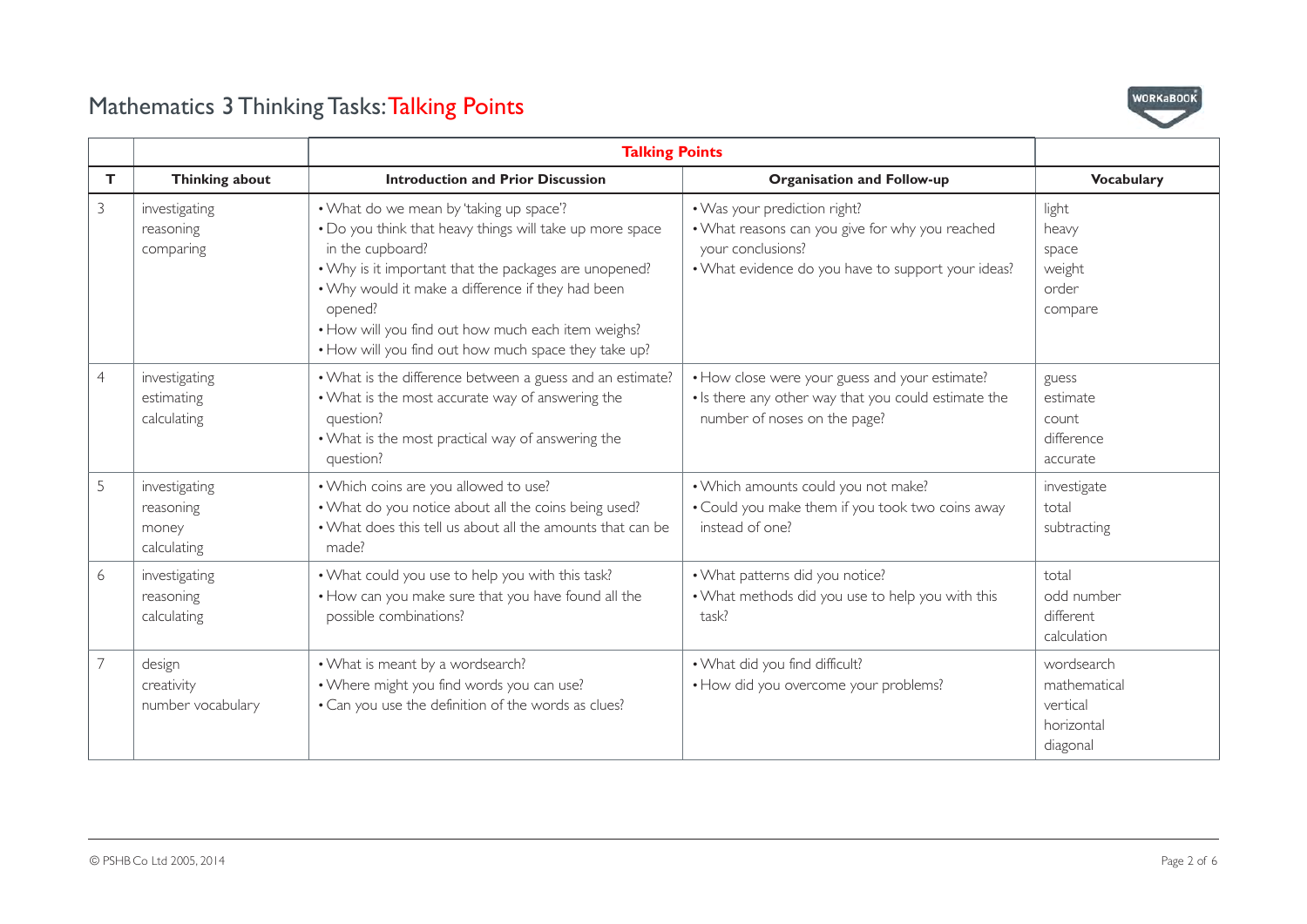# Mathematics 3 Thinking Tasks: Talking Points

| | | Talking Points | | |
|---|---|---|---|---|
| **T** | **Thinking about** | **Introduction and Prior Discussion** | **Organisation and Follow-up** | **Vocabulary** |
| 3 | investigating<br>reasoning<br>comparing | • What do we mean by 'taking up space'?<br>• Do you think that heavy things will take up more space in the cupboard?<br>• Why is it important that the packages are unopened?<br>• Why would it make a difference if they had been opened?<br>• How will you find out how much each item weighs?<br>• How will you find out how much space they take up? | • Was your prediction right?<br>• What reasons can you give for why you reached your conclusions?<br>• What evidence do you have to support your ideas? | light<br>heavy<br>space<br>weight<br>order<br>compare |
| 4 | investigating<br>estimating<br>calculating | • What is the difference between a guess and an estimate?<br>• What is the most accurate way of answering the question?<br>• What is the most practical way of answering the question? | • How close were your guess and your estimate?<br>• Is there any other way that you could estimate the number of noses on the page? | guess<br>estimate<br>count<br>difference<br>accurate |
| 5 | investigating<br>reasoning<br>money<br>calculating | • Which coins are you allowed to use?<br>• What do you notice about all the coins being used?<br>• What does this tell us about all the amounts that can be made? | • Which amounts could you not make?<br>• Could you make them if you took two coins away instead of one? | investigate<br>total<br>subtracting |
| 6 | investigating<br>reasoning<br>calculating | • What could you use to help you with this task?<br>• How can you make sure that you have found all the possible combinations? | • What patterns did you notice?<br>• What methods did you use to help you with this task? | total<br>odd number<br>different<br>calculation |
| 7 | design<br>creativity<br>number vocabulary | • What is meant by a wordsearch?<br>• Where might you find words you can use?<br>• Can you use the definition of the words as clues? | • What did you find difficult?<br>• How did you overcome your problems? | wordsearch<br>mathematical<br>vertical<br>horizontal<br>diagonal |

© PSHB Co Ltd 2005, 2014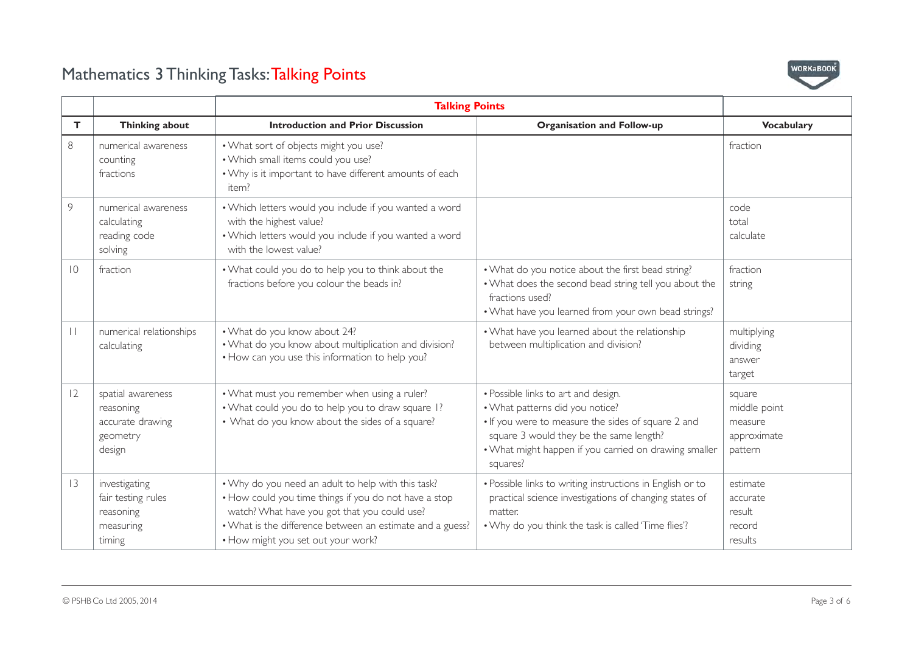# Mathematics 3 Thinking Tasks: Talking Points

| | | Talking Points | | |
|---|---|---|---|---|
| **T** | **Thinking about** | **Introduction and Prior Discussion** | **Organisation and Follow-up** | **Vocabulary** |
| 8 | numerical awareness<br>counting<br>fractions | • What sort of objects might you use?<br>• Which small items could you use?<br>• Why is it important to have different amounts of each item? | | fraction |
| 9 | numerical awareness<br>calculating<br>reading code<br>solving | • Which letters would you include if you wanted a word with the highest value?<br>• Which letters would you include if you wanted a word with the lowest value? | | code<br>total<br>calculate |
| 10 | fraction | • What could you do to help you to think about the fractions before you colour the beads in? | • What do you notice about the first bead string?<br>• What does the second bead string tell you about the fractions used?<br>• What have you learned from your own bead strings? | fraction<br>string |
| 11 | numerical relationships<br>calculating | • What do you know about 24?<br>• What do you know about multiplication and division?<br>• How can you use this information to help you? | • What have you learned about the relationship between multiplication and division? | multiplying<br>dividing<br>answer<br>target |
| 12 | spatial awareness<br>reasoning<br>accurate drawing<br>geometry<br>design | • What must you remember when using a ruler?<br>• What could you do to help you to draw square 1?<br>• What do you know about the sides of a square? | • Possible links to art and design.<br>• What patterns did you notice?<br>• If you were to measure the sides of square 2 and square 3 would they be the same length?<br>• What might happen if you carried on drawing smaller squares? | square<br>middle point<br>measure<br>approximate<br>pattern |
| 13 | investigating<br>fair testing rules<br>reasoning<br>measuring<br>timing | • Why do you need an adult to help with this task?<br>• How could you time things if you do not have a stop watch? What have you got that you could use?<br>• What is the difference between an estimate and a guess?<br>• How might you set out your work? | • Possible links to writing instructions in English or to practical science investigations of changing states of matter.<br>• Why do you think the task is called 'Time flies'? | estimate<br>accurate<br>result<br>record<br>results |

© PSHB Co Ltd 2005, 2014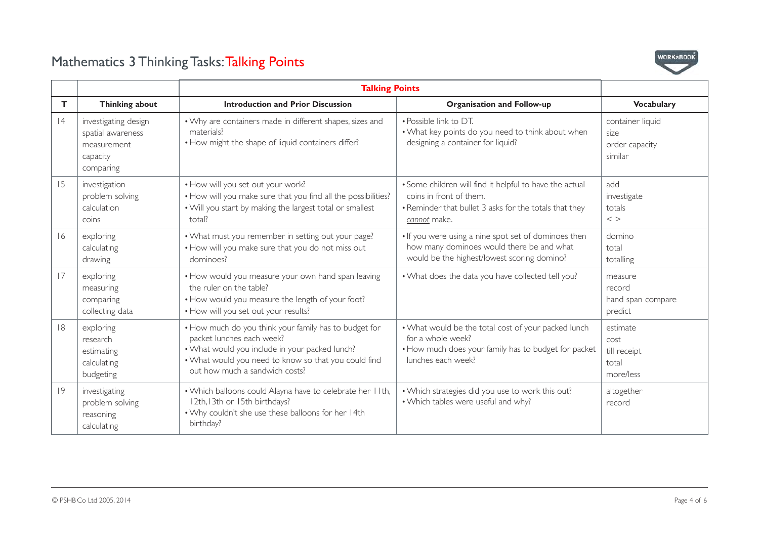# Mathematics 3 Thinking Tasks: Talking Points

| | | Talking Points | | |
|---|---|---|---|---|
| **T** | **Thinking about** | **Introduction and Prior Discussion** | **Organisation and Follow-up** | **Vocabulary** |
| 14 | investigating design<br>spatial awareness<br>measurement<br>capacity<br>comparing | • Why are containers made in different shapes, sizes and materials?<br>• How might the shape of liquid containers differ? | • Possible link to DT.<br>• What key points do you need to think about when designing a container for liquid? | container liquid<br>size<br>order capacity<br>similar |
| 15 | investigation<br>problem solving<br>calculation<br>coins | • How will you set out your work?<br>• How will you make sure that you find all the possibilities?<br>• Will you start by making the largest total or smallest total? | • Some children will find it helpful to have the actual coins in front of them.<br>• Reminder that bullet 3 asks for the totals that they *cannot* make. | add<br>investigate<br>totals<br>< > |
| 16 | exploring<br>calculating<br>drawing | • What must you remember in setting out your page?<br>• How will you make sure that you do not miss out dominoes? | • If you were using a nine spot set of dominoes then how many dominoes would there be and what would be the highest/lowest scoring domino? | domino<br>total<br>totalling |
| 17 | exploring<br>measuring<br>comparing<br>collecting data | • How would you measure your own hand span leaving the ruler on the table?<br>• How would you measure the length of your foot?<br>• How will you set out your results? | • What does the data you have collected tell you? | measure<br>record<br>hand span compare<br>predict |
| 18 | exploring<br>research<br>estimating<br>calculating<br>budgeting | • How much do you think your family has to budget for packet lunches each week?<br>• What would you include in your packed lunch?<br>• What would you need to know so that you could find out how much a sandwich costs? | • What would be the total cost of your packed lunch for a whole week?<br>• How much does your family has to budget for packet lunches each week? | estimate<br>cost<br>till receipt<br>total<br>more/less |
| 19 | investigating<br>problem solving<br>reasoning<br>calculating | • Which balloons could Alayna have to celebrate her 11th, 12th, 13th or 15th birthdays?<br>• Why couldn't she use these balloons for her 14th birthday? | • Which strategies did you use to work this out?<br>• Which tables were useful and why? | altogether<br>record |

© PSHB Co Ltd 2005, 2014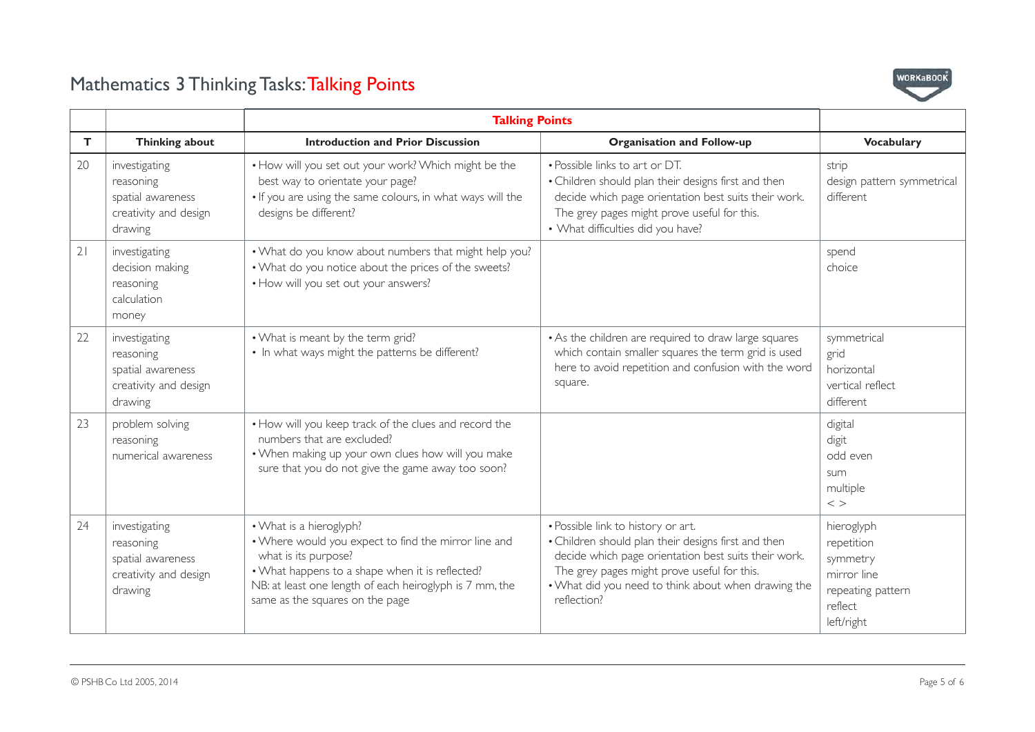# Mathematics 3 Thinking Tasks: Talking Points

| | | Talking Points | | |
|---|---|---|---|---|
| **T** | **Thinking about** | **Introduction and Prior Discussion** | **Organisation and Follow-up** | **Vocabulary** |
| 20 | investigating<br>reasoning<br>spatial awareness<br>creativity and design<br>drawing | • How will you set out your work? Which might be the best way to orientate your page?<br>• If you are using the same colours, in what ways will the designs be different? | • Possible links to art or DT.<br>• Children should plan their designs first and then decide which page orientation best suits their work. The grey pages might prove useful for this.<br>• What difficulties did you have? | strip<br>design pattern symmetrical<br>different |
| 21 | investigating<br>decision making<br>reasoning<br>calculation<br>money | • What do you know about numbers that might help you?<br>• What do you notice about the prices of the sweets?<br>• How will you set out your answers? | | spend<br>choice |
| 22 | investigating<br>reasoning<br>spatial awareness<br>creativity and design<br>drawing | • What is meant by the term grid?<br>• In what ways might the patterns be different? | • As the children are required to draw large squares which contain smaller squares the term grid is used here to avoid repetition and confusion with the word square. | symmetrical<br>grid<br>horizontal<br>vertical reflect<br>different |
| 23 | problem solving<br>reasoning<br>numerical awareness | • How will you keep track of the clues and record the numbers that are excluded?<br>• When making up your own clues how will you make sure that you do not give the game away too soon? | | digital<br>digit<br>odd even<br>sum<br>multiple<br>< > |
| 24 | investigating<br>reasoning<br>spatial awareness<br>creativity and design<br>drawing | • What is a hieroglyph?<br>• Where would you expect to find the mirror line and what is its purpose?<br>• What happens to a shape when it is reflected?<br>NB: at least one length of each heiroglyph is 7 mm, the same as the squares on the page | • Possible link to history or art.<br>• Children should plan their designs first and then decide which page orientation best suits their work. The grey pages might prove useful for this.<br>• What did you need to think about when drawing the reflection? | hieroglyph<br>repetition<br>symmetry<br>mirror line<br>repeating pattern<br>reflect<br>left/right |

© PSHB Co Ltd 2005, 2014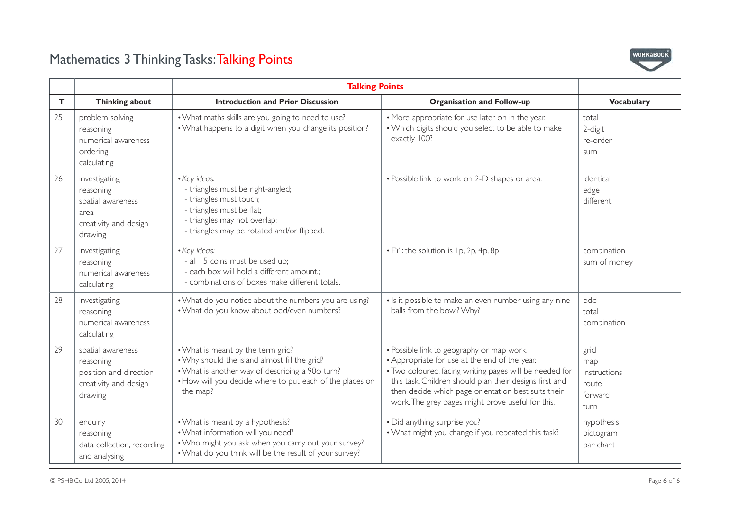# Mathematics 3 Thinking Tasks: Talking Points

| | | Talking Points | | |
|---|---|---|---|---|
| **T** | **Thinking about** | **Introduction and Prior Discussion** | **Organisation and Follow-up** | **Vocabulary** |
| 25 | problem solving<br>reasoning<br>numerical awareness<br>ordering<br>calculating | • What maths skills are you going to need to use?<br>• What happens to a digit when you change its position? | • More appropriate for use later on in the year.<br>• Which digits should you select to be able to make exactly 100? | total<br>2-digit<br>re-order<br>sum |
| 26 | investigating<br>reasoning<br>spatial awareness<br>area<br>creativity and design<br>drawing | • *Key ideas:*<br>- triangles must be right-angled;<br>- triangles must touch;<br>- triangles must be flat;<br>- triangles may not overlap;<br>- triangles may be rotated and/or flipped. | • Possible link to work on 2-D shapes or area. | identical<br>edge<br>different |
| 27 | investigating<br>reasoning<br>numerical awareness<br>calculating | • *Key ideas:*<br>- all 15 coins must be used up;<br>- each box will hold a different amount.;<br>- combinations of boxes make different totals. | • FYI: the solution is 1p, 2p, 4p, 8p | combination<br>sum of money |
| 28 | investigating<br>reasoning<br>numerical awareness<br>calculating | • What do you notice about the numbers you are using?<br>• What do you know about odd/even numbers? | • Is it possible to make an even number using any nine balls from the bowl? Why? | odd<br>total<br>combination |
| 29 | spatial awareness<br>reasoning<br>position and direction<br>creativity and design<br>drawing | • What is meant by the term grid?<br>• Why should the island almost fill the grid?<br>• What is another way of describing a 90o turn?<br>• How will you decide where to put each of the places on the map? | • Possible link to geography or map work.<br>• Appropriate for use at the end of the year.<br>• Two coloured, facing writing pages will be needed for this task. Children should plan their designs first and then decide which page orientation best suits their work. The grey pages might prove useful for this. | grid<br>map<br>instructions<br>route<br>forward<br>turn |
| 30 | enquiry<br>reasoning<br>data collection, recording and analysing | • What is meant by a hypothesis?<br>• What information will you need?<br>• Who might you ask when you carry out your survey?<br>• What do you think will be the result of your survey? | • Did anything surprise you?<br>• What might you change if you repeated this task? | hypothesis<br>pictogram<br>bar chart |

© PSHB Co Ltd 2005, 2014